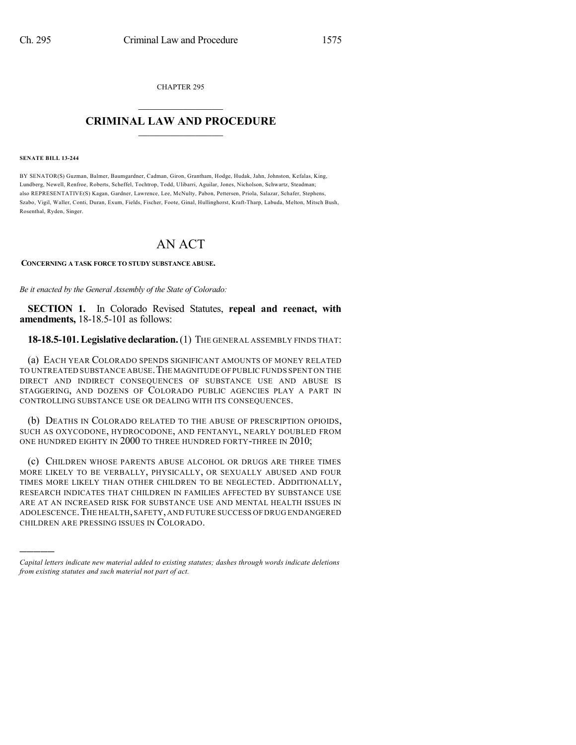CHAPTER 295

# CRIMINAL LAW AND PROCEDURE

**SENATE BILL 13-244**

BY SENATOR(S) Guzman, Balmer, Baumgardner, Cadman, Giron, Grantham, Hodge, Hudak, Jahn, Johnston, Kefalas, King, Lundberg, Newell, Renfroe, Roberts, Scheffel, Tochtrop, Todd, Ulibarri, Aguilar, Jones, Nicholson, Schwartz, Steadman; also REPRESENTATIVE(S) Kagan, Gardner, Lawrence, Lee, McNulty, Pabon, Pettersen, Priola, Salazar, Schafer, Stephens, Szabo, Vigil, Waller, Conti, Duran, Exum, Fields, Fischer, Foote, Ginal, Hullinghorst, Kraft-Tharp, Labuda, Melton, Mitsch Bush, Rosenthal, Ryden, Singer.

# AN ACT

**CONCERNING A TASK FORCE TO STUDY SUBSTANCE ABUSE.**

*Be it enacted by the General Assembly of the State of Colorado:*

**SECTION 1.** In Colorado Revised Statutes, **repeal and reenact, with amendments,** 18-18.5-101 as follows:

**18-18.5-101. Legislative declaration.** (1) THE GENERAL ASSEMBLY FINDS THAT:

(a) EACH YEAR COLORADO SPENDS SIGNIFICANT AMOUNTS OF MONEY RELATED TO UNTREATED SUBSTANCE ABUSE. THE MAGNITUDE OF PUBLIC FUNDS SPENT ON THE DIRECT AND INDIRECT CONSEQUENCES OF SUBSTANCE USE AND ABUSE IS STAGGERING, AND DOZENS OF COLORADO PUBLIC AGENCIES PLAY A PART IN CONTROLLING SUBSTANCE USE OR DEALING WITH ITS CONSEQUENCES.

(b) DEATHS IN COLORADO RELATED TO THE ABUSE OF PRESCRIPTION OPIOIDS, SUCH AS OXYCODONE, HYDROCODONE, AND FENTANYL, NEARLY DOUBLED FROM ONE HUNDRED EIGHTY IN 2000 TO THREE HUNDRED FORTY-THREE IN 2010;

(c) CHILDREN WHOSE PARENTS ABUSE ALCOHOL OR DRUGS ARE THREE TIMES MORE LIKELY TO BE VERBALLY, PHYSICALLY, OR SEXUALLY ABUSED AND FOUR TIMES MORE LIKELY THAN OTHER CHILDREN TO BE NEGLECTED. ADDITIONALLY, RESEARCH INDICATES THAT CHILDREN IN FAMILIES AFFECTED BY SUBSTANCE USE ARE AT AN INCREASED RISK FOR SUBSTANCE USE AND MENTAL HEALTH ISSUES IN ADOLESCENCE. THE HEALTH, SAFETY, AND FUTURE SUCCESS OF DRUG ENDANGERED CHILDREN ARE PRESSING ISSUES IN COLORADO.

---

*Capital letters indicate new material added to existing statutes; dashes through words indicate deletions from existing statutes and such material not part of act.*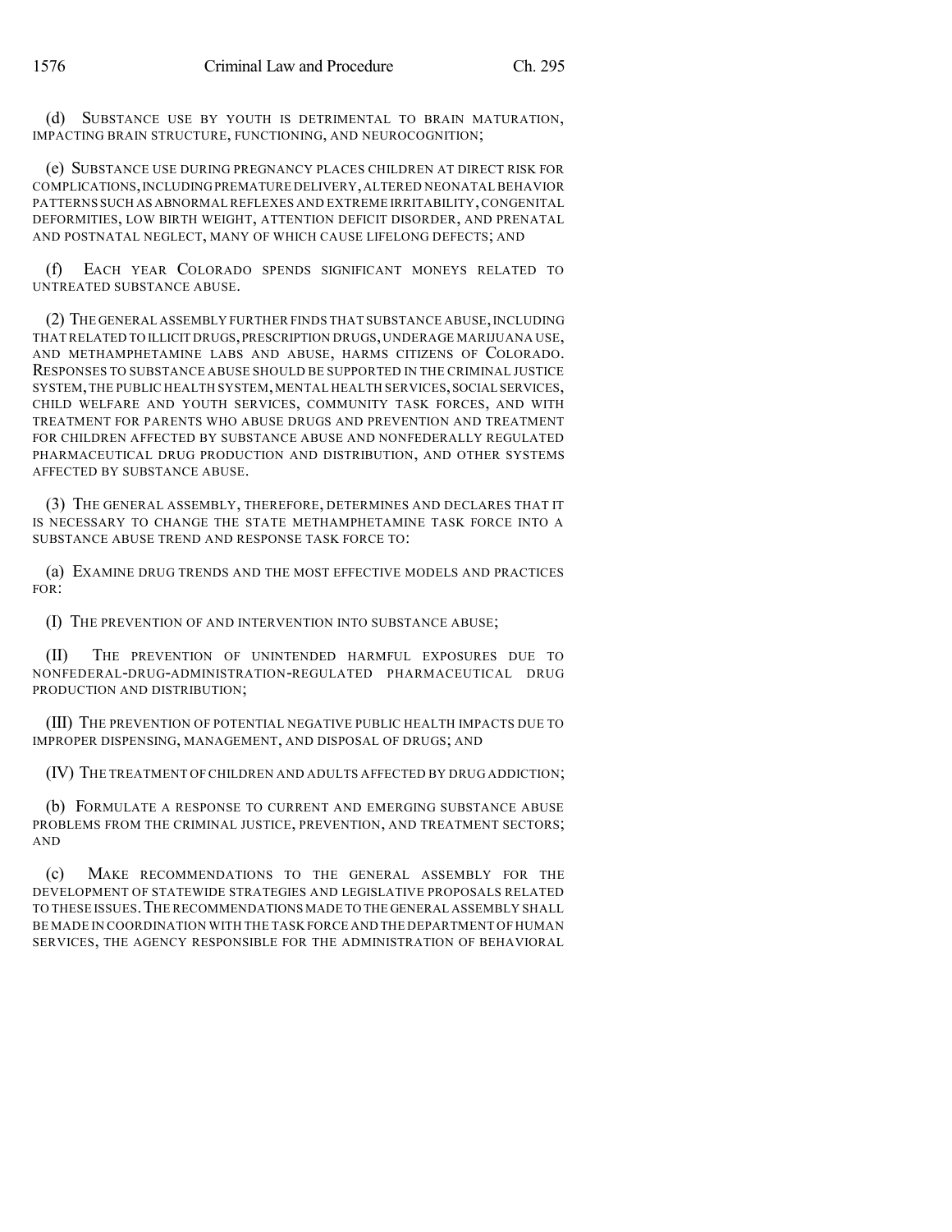(d) SUBSTANCE USE BY YOUTH IS DETRIMENTAL TO BRAIN MATURATION, IMPACTING BRAIN STRUCTURE, FUNCTIONING, AND NEUROCOGNITION;

(e) SUBSTANCE USE DURING PREGNANCY PLACES CHILDREN AT DIRECT RISK FOR COMPLICATIONS, INCLUDING PREMATURE DELIVERY, ALTERED NEONATAL BEHAVIOR PATTERNS SUCH AS ABNORMAL REFLEXES AND EXTREME IRRITABILITY, CONGENITAL DEFORMITIES, LOW BIRTH WEIGHT, ATTENTION DEFICIT DISORDER, AND PRENATAL AND POSTNATAL NEGLECT, MANY OF WHICH CAUSE LIFELONG DEFECTS; AND

(f) EACH YEAR COLORADO SPENDS SIGNIFICANT MONEYS RELATED TO UNTREATED SUBSTANCE ABUSE.

(2) THE GENERAL ASSEMBLY FURTHER FINDS THAT SUBSTANCE ABUSE, INCLUDING THAT RELATED TO ILLICIT DRUGS, PRESCRIPTION DRUGS, UNDERAGE MARIJUANA USE, AND METHAMPHETAMINE LABS AND ABUSE, HARMS CITIZENS OF COLORADO. RESPONSES TO SUBSTANCE ABUSE SHOULD BE SUPPORTED IN THE CRIMINAL JUSTICE SYSTEM, THE PUBLIC HEALTH SYSTEM, MENTAL HEALTH SERVICES, SOCIAL SERVICES, CHILD WELFARE AND YOUTH SERVICES, COMMUNITY TASK FORCES, AND WITH TREATMENT FOR PARENTS WHO ABUSE DRUGS AND PREVENTION AND TREATMENT FOR CHILDREN AFFECTED BY SUBSTANCE ABUSE AND NONFEDERALLY REGULATED PHARMACEUTICAL DRUG PRODUCTION AND DISTRIBUTION, AND OTHER SYSTEMS AFFECTED BY SUBSTANCE ABUSE.

(3) THE GENERAL ASSEMBLY, THEREFORE, DETERMINES AND DECLARES THAT IT IS NECESSARY TO CHANGE THE STATE METHAMPHETAMINE TASK FORCE INTO A SUBSTANCE ABUSE TREND AND RESPONSE TASK FORCE TO:

(a) EXAMINE DRUG TRENDS AND THE MOST EFFECTIVE MODELS AND PRACTICES FOR:

(I) THE PREVENTION OF AND INTERVENTION INTO SUBSTANCE ABUSE;

(II) THE PREVENTION OF UNINTENDED HARMFUL EXPOSURES DUE TO NONFEDERAL-DRUG-ADMINISTRATION-REGULATED PHARMACEUTICAL DRUG PRODUCTION AND DISTRIBUTION;

(III) THE PREVENTION OF POTENTIAL NEGATIVE PUBLIC HEALTH IMPACTS DUE TO IMPROPER DISPENSING, MANAGEMENT, AND DISPOSAL OF DRUGS; AND

(IV) THE TREATMENT OF CHILDREN AND ADULTS AFFECTED BY DRUG ADDICTION;

(b) FORMULATE A RESPONSE TO CURRENT AND EMERGING SUBSTANCE ABUSE PROBLEMS FROM THE CRIMINAL JUSTICE, PREVENTION, AND TREATMENT SECTORS; AND

(c) MAKE RECOMMENDATIONS TO THE GENERAL ASSEMBLY FOR THE DEVELOPMENT OF STATEWIDE STRATEGIES AND LEGISLATIVE PROPOSALS RELATED TO THESE ISSUES. THE RECOMMENDATIONS MADE TO THE GENERAL ASSEMBLY SHALL BE MADE IN COORDINATION WITH THE TASK FORCE AND THE DEPARTMENT OF HUMAN SERVICES, THE AGENCY RESPONSIBLE FOR THE ADMINISTRATION OF BEHAVIORAL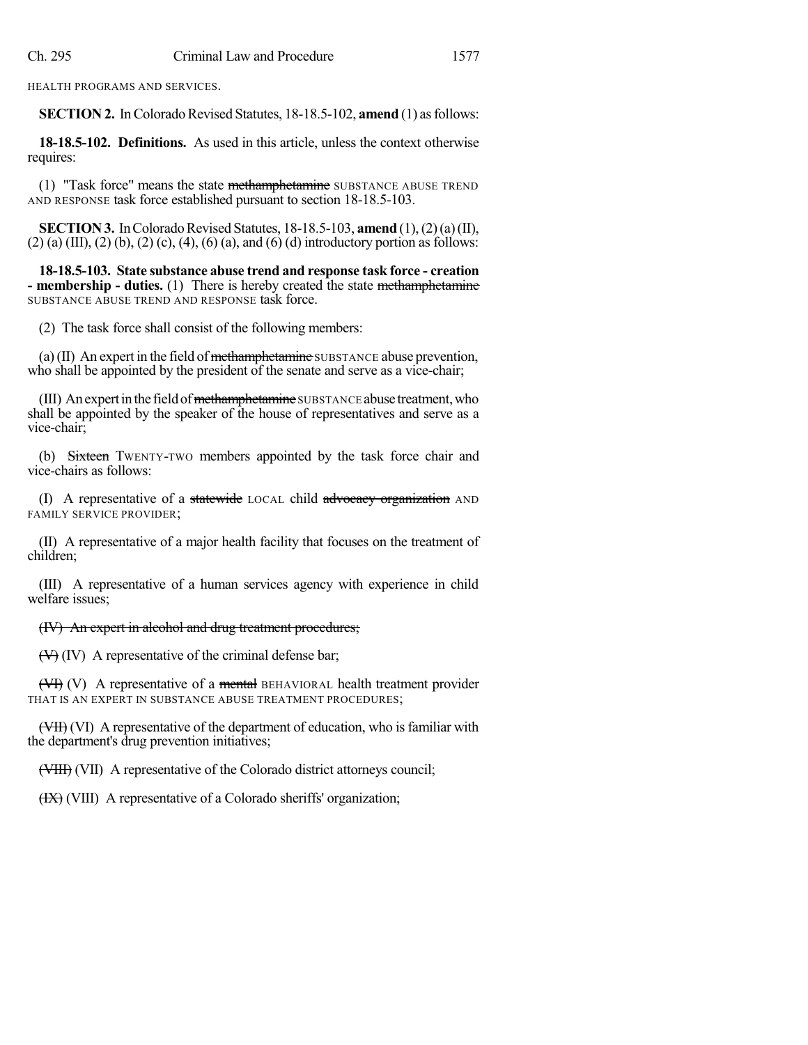HEALTH PROGRAMS AND SERVICES.

**SECTION 2.** In Colorado Revised Statutes, 18-18.5-102, **amend** (1) as follows:

**18-18.5-102. Definitions.** As used in this article, unless the context otherwise requires:

(1) "Task force" means the state ~~methamphetamine~~ SUBSTANCE ABUSE TREND AND RESPONSE task force established pursuant to section 18-18.5-103.

**SECTION 3.** In Colorado Revised Statutes, 18-18.5-103, **amend** (1), (2) (a) (II), (2) (a) (III), (2) (b), (2) (c), (4), (6) (a), and (6) (d) introductory portion as follows:

**18-18.5-103. State substance abuse trend and response task force - creation - membership - duties.** (1) There is hereby created the state ~~methamphetamine~~ SUBSTANCE ABUSE TREND AND RESPONSE task force.

(2) The task force shall consist of the following members:

(a) (II) An expert in the field of ~~methamphetamine~~ SUBSTANCE abuse prevention, who shall be appointed by the president of the senate and serve as a vice-chair;

(III) An expert in the field of ~~methamphetamine~~ SUBSTANCE abuse treatment, who shall be appointed by the speaker of the house of representatives and serve as a vice-chair;

(b) ~~Sixteen~~ TWENTY-TWO members appointed by the task force chair and vice-chairs as follows:

(I) A representative of a ~~statewide~~ LOCAL child ~~advocacy organization~~ AND FAMILY SERVICE PROVIDER;

(II) A representative of a major health facility that focuses on the treatment of children;

(III) A representative of a human services agency with experience in child welfare issues;

~~(IV) An expert in alcohol and drug treatment procedures;~~

~~(V)~~ (IV) A representative of the criminal defense bar;

~~(VI)~~ (V) A representative of a ~~mental~~ BEHAVIORAL health treatment provider THAT IS AN EXPERT IN SUBSTANCE ABUSE TREATMENT PROCEDURES;

~~(VII)~~ (VI) A representative of the department of education, who is familiar with the department's drug prevention initiatives;

~~(VIII)~~ (VII) A representative of the Colorado district attorneys council;

~~(IX)~~ (VIII) A representative of a Colorado sheriffs' organization;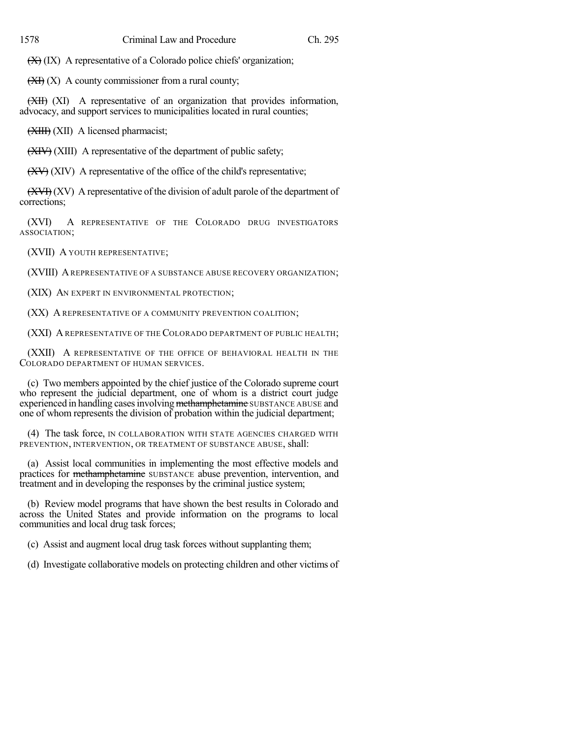~~(X)~~ (IX) A representative of a Colorado police chiefs' organization;

~~(XI)~~ (X) A county commissioner from a rural county;

~~(XII)~~ (XI) A representative of an organization that provides information, advocacy, and support services to municipalities located in rural counties;

~~(XIII)~~ (XII) A licensed pharmacist;

~~(XIV)~~ (XIII) A representative of the department of public safety;

~~(XV)~~ (XIV) A representative of the office of the child's representative;

~~(XVI)~~ (XV) A representative of the division of adult parole of the department of corrections;

(XVI) A REPRESENTATIVE OF THE COLORADO DRUG INVESTIGATORS ASSOCIATION;

(XVII) A YOUTH REPRESENTATIVE;

(XVIII) A REPRESENTATIVE OF A SUBSTANCE ABUSE RECOVERY ORGANIZATION;

(XIX) AN EXPERT IN ENVIRONMENTAL PROTECTION;

(XX) A REPRESENTATIVE OF A COMMUNITY PREVENTION COALITION;

(XXI) A REPRESENTATIVE OF THE COLORADO DEPARTMENT OF PUBLIC HEALTH;

(XXII) A REPRESENTATIVE OF THE OFFICE OF BEHAVIORAL HEALTH IN THE COLORADO DEPARTMENT OF HUMAN SERVICES.

(c) Two members appointed by the chief justice of the Colorado supreme court who represent the judicial department, one of whom is a district court judge experienced in handling cases involving ~~methamphetamine~~ SUBSTANCE ABUSE and one of whom represents the division of probation within the judicial department;

(4) The task force, IN COLLABORATION WITH STATE AGENCIES CHARGED WITH PREVENTION, INTERVENTION, OR TREATMENT OF SUBSTANCE ABUSE, shall:

(a) Assist local communities in implementing the most effective models and practices for ~~methamphetamine~~ SUBSTANCE abuse prevention, intervention, and treatment and in developing the responses by the criminal justice system;

(b) Review model programs that have shown the best results in Colorado and across the United States and provide information on the programs to local communities and local drug task forces;

(c) Assist and augment local drug task forces without supplanting them;

(d) Investigate collaborative models on protecting children and other victims of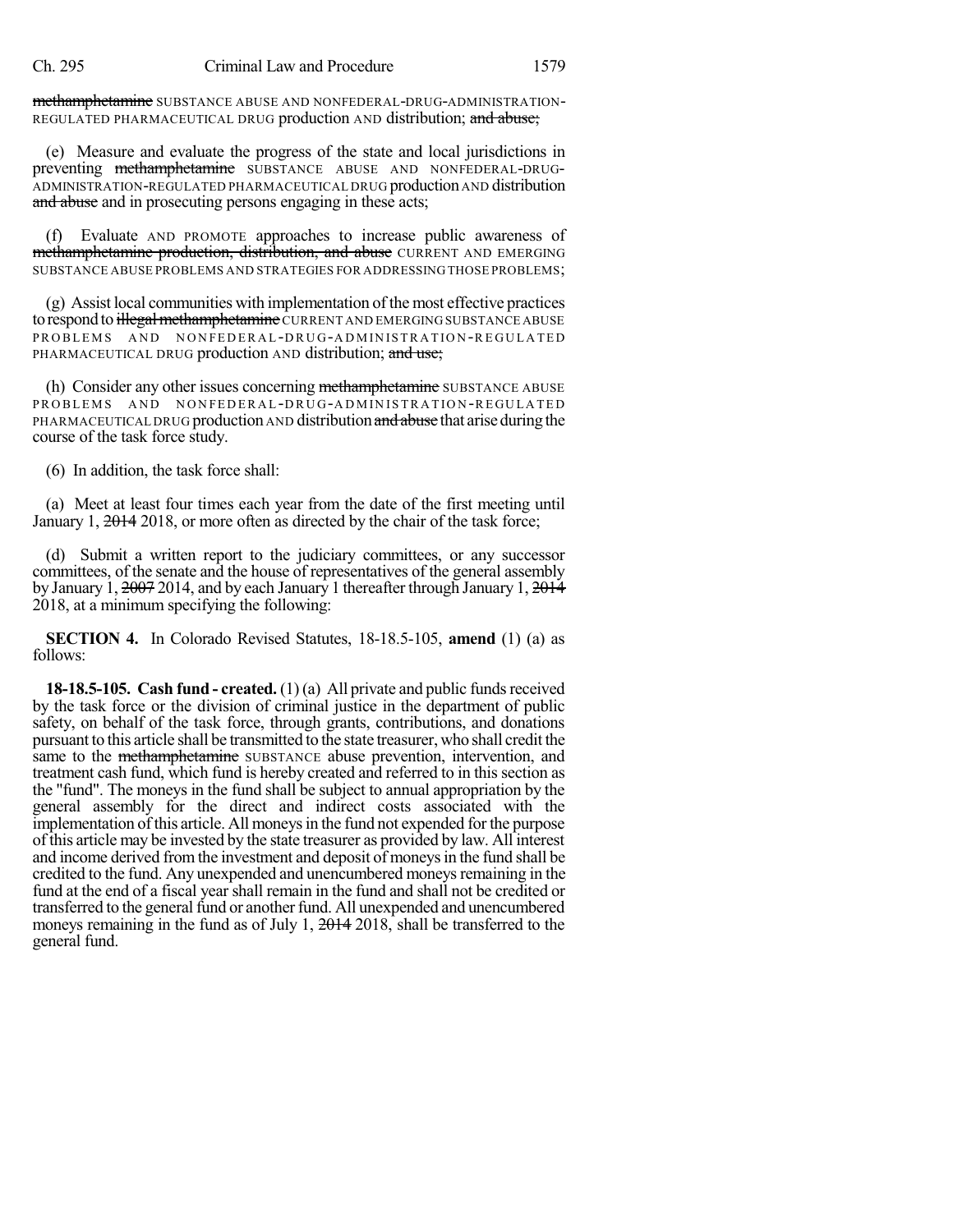methamphetamine SUBSTANCE ABUSE AND NONFEDERAL-DRUG-ADMINISTRATION-REGULATED PHARMACEUTICAL DRUG production AND distribution; and abuse;

(e) Measure and evaluate the progress of the state and local jurisdictions in preventing methamphetamine SUBSTANCE ABUSE AND NONFEDERAL-DRUG-ADMINISTRATION-REGULATED PHARMACEUTICAL DRUG production AND distribution and abuse and in prosecuting persons engaging in these acts;

(f) Evaluate AND PROMOTE approaches to increase public awareness of methamphetamine production, distribution, and abuse CURRENT AND EMERGING SUBSTANCE ABUSE PROBLEMS AND STRATEGIES FOR ADDRESSING THOSE PROBLEMS;

(g) Assist local communities with implementation of the most effective practices to respond to illegal methamphetamine CURRENT AND EMERGING SUBSTANCE ABUSE PROBLEMS AND NONFEDERAL-DRUG-ADMINISTRATION-REGULATED PHARMACEUTICAL DRUG production AND distribution; and use;

(h) Consider any other issues concerning methamphetamine SUBSTANCE ABUSE PROBLEMS AND NONFEDERAL-DRUG-ADMINISTRATION-REGULATED PHARMACEUTICAL DRUG production AND distribution and abuse that arise during the course of the task force study.

(6) In addition, the task force shall:

(a) Meet at least four times each year from the date of the first meeting until January 1, 2014 2018, or more often as directed by the chair of the task force;

(d) Submit a written report to the judiciary committees, or any successor committees, of the senate and the house of representatives of the general assembly by January 1, 2007 2014, and by each January 1 thereafter through January 1, 2014 2018, at a minimum specifying the following:

**SECTION 4.** In Colorado Revised Statutes, 18-18.5-105, **amend** (1) (a) as follows:

**18-18.5-105. Cash fund - created.** (1) (a) All private and public funds received by the task force or the division of criminal justice in the department of public safety, on behalf of the task force, through grants, contributions, and donations pursuant to this article shall be transmitted to the state treasurer, who shall credit the same to the methamphetamine SUBSTANCE abuse prevention, intervention, and treatment cash fund, which fund is hereby created and referred to in this section as the "fund". The moneys in the fund shall be subject to annual appropriation by the general assembly for the direct and indirect costs associated with the implementation of this article. All moneys in the fund not expended for the purpose of this article may be invested by the state treasurer as provided by law. All interest and income derived from the investment and deposit of moneys in the fund shall be credited to the fund. Any unexpended and unencumbered moneys remaining in the fund at the end of a fiscal year shall remain in the fund and shall not be credited or transferred to the general fund or another fund. All unexpended and unencumbered moneys remaining in the fund as of July 1, 2014 2018, shall be transferred to the general fund.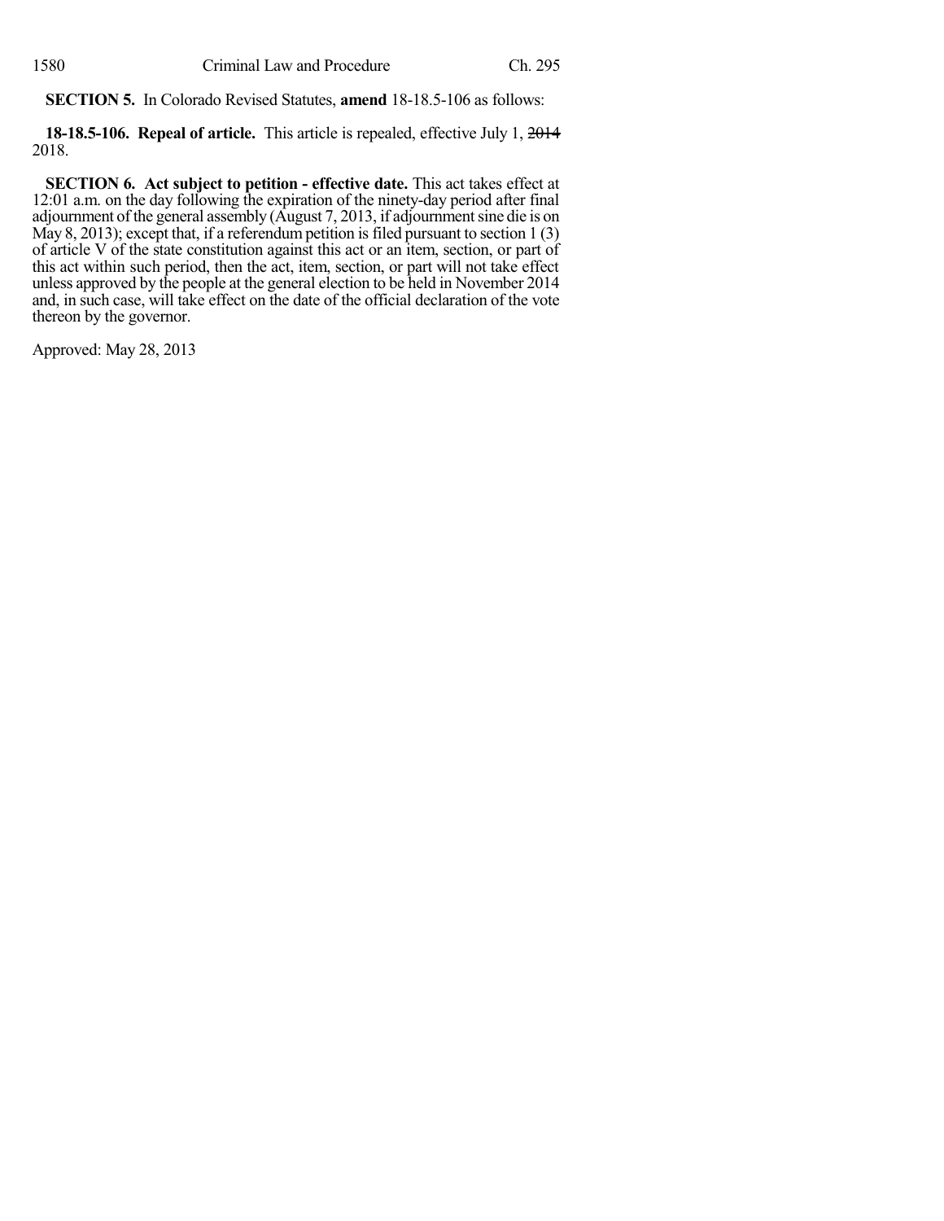**SECTION 5.** In Colorado Revised Statutes, **amend** 18-18.5-106 as follows:

**18-18.5-106. Repeal of article.** This article is repealed, effective July 1, ~~2014~~ 2018.

**SECTION 6. Act subject to petition - effective date.** This act takes effect at 12:01 a.m. on the day following the expiration of the ninety-day period after final adjournment of the general assembly (August 7, 2013, if adjournment sine die is on May 8, 2013); except that, if a referendum petition is filed pursuant to section 1 (3) of article V of the state constitution against this act or an item, section, or part of this act within such period, then the act, item, section, or part will not take effect unless approved by the people at the general election to be held in November 2014 and, in such case, will take effect on the date of the official declaration of the vote thereon by the governor.

Approved: May 28, 2013